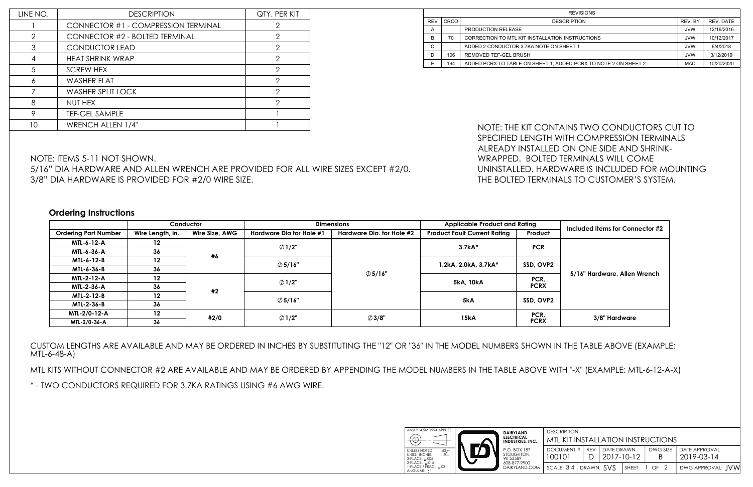| LINE NO. | DESCRIPTION | QTY. PER KIT |
|---|---|---|
| 1 | CONNECTOR #1 - COMPRESSION TERMINAL | 2 |
| 2 | CONNECTOR #2 - BOLTED TERMINAL | 2 |
| 3 | CONDUCTOR LEAD | 2 |
| 4 | HEAT SHRINK WRAP | 2 |
| 5 | SCREW HEX | 2 |
| 6 | WASHER FLAT | 2 |
| 7 | WASHER SPLIT LOCK | 2 |
| 8 | NUT HEX | 2 |
| 9 | TEF-GEL SAMPLE | 1 |
| 10 | WRENCH ALLEN 1/4" | 1 |

| REVISIONS | | | | |
|---|---|---|---|---|
| REV | CRCO | DESCRIPTION | REV. BY | REV. DATE |
| A | | PRODUCTION RELEASE | JVW | 12/16/2016 |
| B | 70 | CORRECTION TO MTL KIT INSTALLATION INSTRUCTIONS | JVW | 10/12/2017 |
| C | | ADDED 2 CONDUCTOR 3.7KA NOTE ON SHEET 1 | JVW | 6/4/2018 |
| D | 106 | REMOVED TEF-GEL BRUSH | JVW | 3/12/2019 |
| E | 194 | ADDED PCRX TO TABLE ON SHEET 1, ADDED PCRX TO NOTE 2 ON SHEET 2 | MAD | 10/20/2020 |

NOTE: ITEMS 5-11 NOT SHOWN.
5/16" DIA HARDWARE AND ALLEN WRENCH ARE PROVIDED FOR ALL WIRE SIZES EXCEPT #2/0.
3/8" DIA HARDWARE IS PROVIDED FOR #2/0 WIRE SIZE.

NOTE: THE KIT CONTAINS TWO CONDUCTORS CUT TO SPECIFIED LENGTH WITH COMPRESSION TERMINALS ALREADY INSTALLED ON ONE SIDE AND SHRINK-WRAPPED. BOLTED TERMINALS WILL COME UNINSTALLED. HARDWARE IS INCLUDED FOR MOUNTING THE BOLTED TERMINALS TO CUSTOMER'S SYSTEM.

## Ordering Instructions

| | Conductor | | Dimensions | | Applicable Product and Rating | | Included Items for Connector #2 |
|---|---|---|---|---|---|---|---|
| **Ordering Part Number** | **Wire Length, in.** | **Wire Size, AWG** | **Hardware Dia for Hole #1** | **Hardware Dia. for Hole #2** | **Product Fault Current Rating** | **Product** | |
| MTL-6-12-A | 12 | #6 | ∅1/2" | ∅5/16" | 3.7kA* | PCR | 5/16" Hardware, Allen Wrench |
| MTL-6-36-A | 36 | | | | | | |
| MTL-6-12-B | 12 | | ∅5/16" | | 1.2kA, 2.0kA, 3.7kA* | SSD, OVP2 | |
| MTL-6-36-B | 36 | | | | | | |
| MTL-2-12-A | 12 | #2 | ∅1/2" | | 5kA, 10kA | PCR, PCRX | |
| MTL-2-36-A | 36 | | | | | | |
| MTL-2-12-B | 12 | | ∅5/16" | | 5kA | SSD, OVP2 | |
| MTL-2-36-B | 36 | | | | | | |
| MTL-2/0-12-A | 12 | #2/0 | ∅1/2" | ∅3/8" | 15kA | PCR, PCRX | 3/8" Hardware |
| MTL-2/0-36-A | 36 | | | | | | |

CUSTOM LENGTHS ARE AVAILABLE AND MAY BE ORDERED IN INCHES BY SUBSTITUTING THE "12" OR "36" IN THE MODEL NUMBERS SHOWN IN THE TABLE ABOVE (EXAMPLE: MTL-6-48-A)

MTL KITS WITHOUT CONNECTOR #2 ARE AVAILABLE AND MAY BE ORDERED BY APPENDING THE MODEL NUMBERS IN THE TABLE ABOVE WITH "-X" (EXAMPLE: MTL-6-12-A-X)

* - TWO CONDUCTORS REQUIRED FOR 3.7KA RATINGS USING #6 AWG WIRE.

ANSI Y14.5M 1994 APPLIES
UNLESS NOTED
UNITS: INCHES
3-PLACE: ±.005
2-PLACE: ±.015
1-PLACE / FRAC: ±.03
ANGULAR: ±1

DAIRYLAND ELECTRICAL INDUSTRIES, INC.
P.O. BOX 187
STOUGHTON, WI 53589
608-877-9900
DAIRYLAND.COM

| DESCRIPTION | | | | |
|---|---|---|---|---|
| MTL KIT INSTALLATION INSTRUCTIONS | | | | |
| DOCUMENT # 100101 | REV D | DATE DRAWN 2017-10-12 | DWG SIZE B | DATE APPROVAL 2019-03-14 |
| SCALE 3:4 | DRAWN: SVS | SHEET: 1 OF 2 | | DWG APPROVAL: JVW |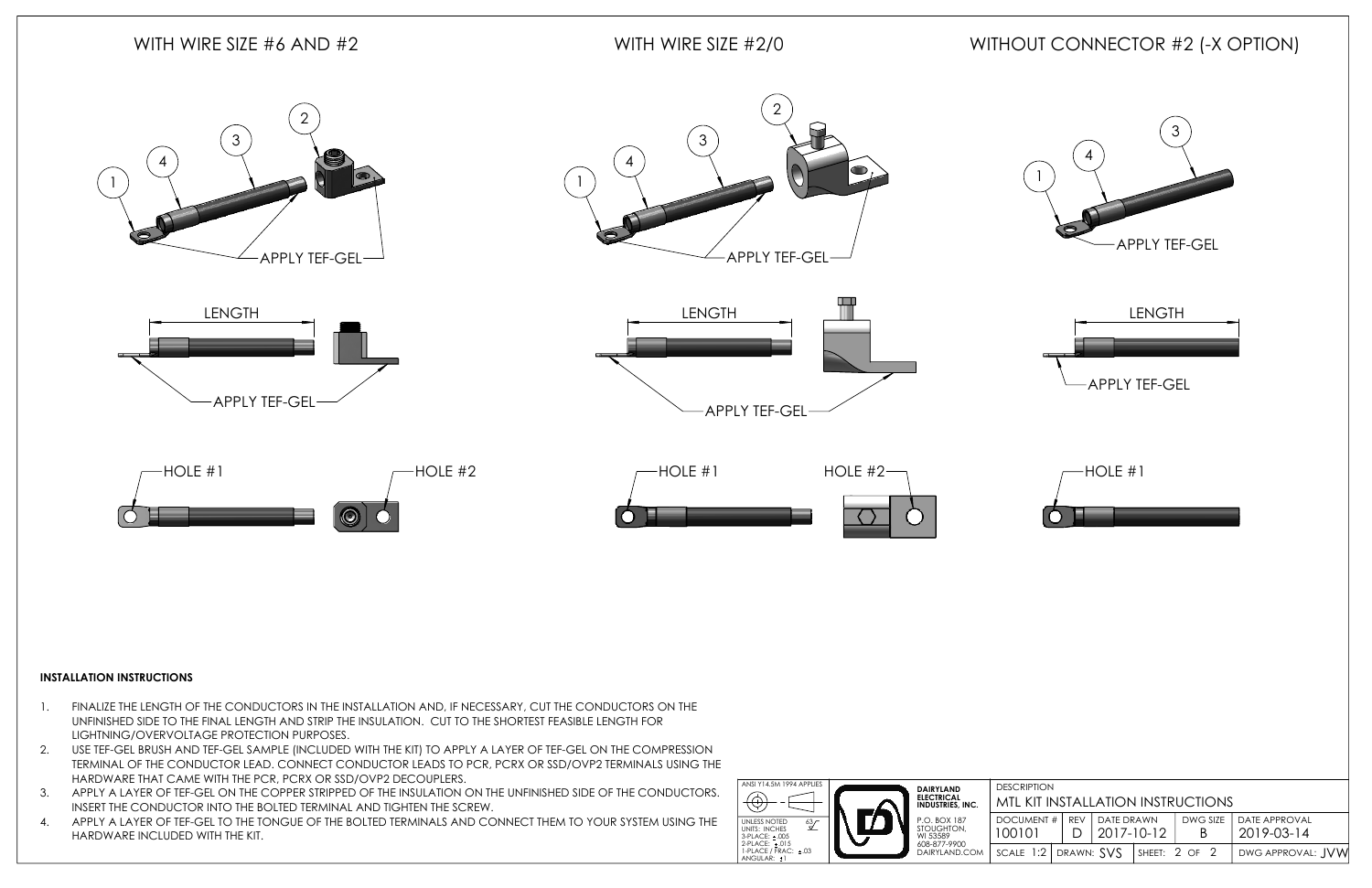WITH WIRE SIZE #6 AND #2

1
4
3
2

APPLY TEF-GEL

LENGTH

APPLY TEF-GEL

HOLE #1
HOLE #2

WITH WIRE SIZE #2/0

1
4
3
2

APPLY TEF-GEL

LENGTH

APPLY TEF-GEL

HOLE #1
HOLE #2

WITHOUT CONNECTOR #2 (-X OPTION)

1
4
3

APPLY TEF-GEL

LENGTH

APPLY TEF-GEL

HOLE #1

**INSTALLATION INSTRUCTIONS**

1. FINALIZE THE LENGTH OF THE CONDUCTORS IN THE INSTALLATION AND, IF NECESSARY, CUT THE CONDUCTORS ON THE UNFINISHED SIDE TO THE FINAL LENGTH AND STRIP THE INSULATION. CUT TO THE SHORTEST FEASIBLE LENGTH FOR LIGHTNING/OVERVOLTAGE PROTECTION PURPOSES.
2. USE TEF-GEL BRUSH AND TEF-GEL SAMPLE (INCLUDED WITH THE KIT) TO APPLY A LAYER OF TEF-GEL ON THE COMPRESSION TERMINAL OF THE CONDUCTOR LEAD. CONNECT CONDUCTOR LEADS TO PCR, PCRX OR SSD/OVP2 TERMINALS USING THE HARDWARE THAT CAME WITH THE PCR, PCRX OR SSD/OVP2 DECOUPLERS.
3. APPLY A LAYER OF TEF-GEL ON THE COPPER STRIPPED OF THE INSULATION ON THE UNFINISHED SIDE OF THE CONDUCTORS. INSERT THE CONDUCTOR INTO THE BOLTED TERMINAL AND TIGHTEN THE SCREW.
4. APPLY A LAYER OF TEF-GEL TO THE TONGUE OF THE BOLTED TERMINALS AND CONNECT THEM TO YOUR SYSTEM USING THE HARDWARE INCLUDED WITH THE KIT.

| | | | | | | |
|---|---|---|---|---|---|---|
| ANSI Y14.5M 1994 APPLIES<br>UNLESS NOTED<br>UNITS: INCHES<br>3-PLACE: ±.005<br>2-PLACE: ±.015<br>1-PLACE / FRAC: ±.03<br>ANGULAR: ±1 | DAIRYLAND ELECTRICAL INDUSTRIES, INC.<br>P.O. BOX 187<br>STOUGHTON, WI 53589<br>608-877-9900<br>DAIRYLAND.COM | DESCRIPTION<br>MTL KIT INSTALLATION INSTRUCTIONS | | | | |
| | | DOCUMENT #<br>100101 | REV<br>D | DATE DRAWN<br>2017-10-12 | DWG SIZE<br>B | DATE APPROVAL<br>2019-03-14 |
| | | SCALE 1:2 | DRAWN: SVS | SHEET: 2 OF 2 | | DWG APPROVAL: JVW |